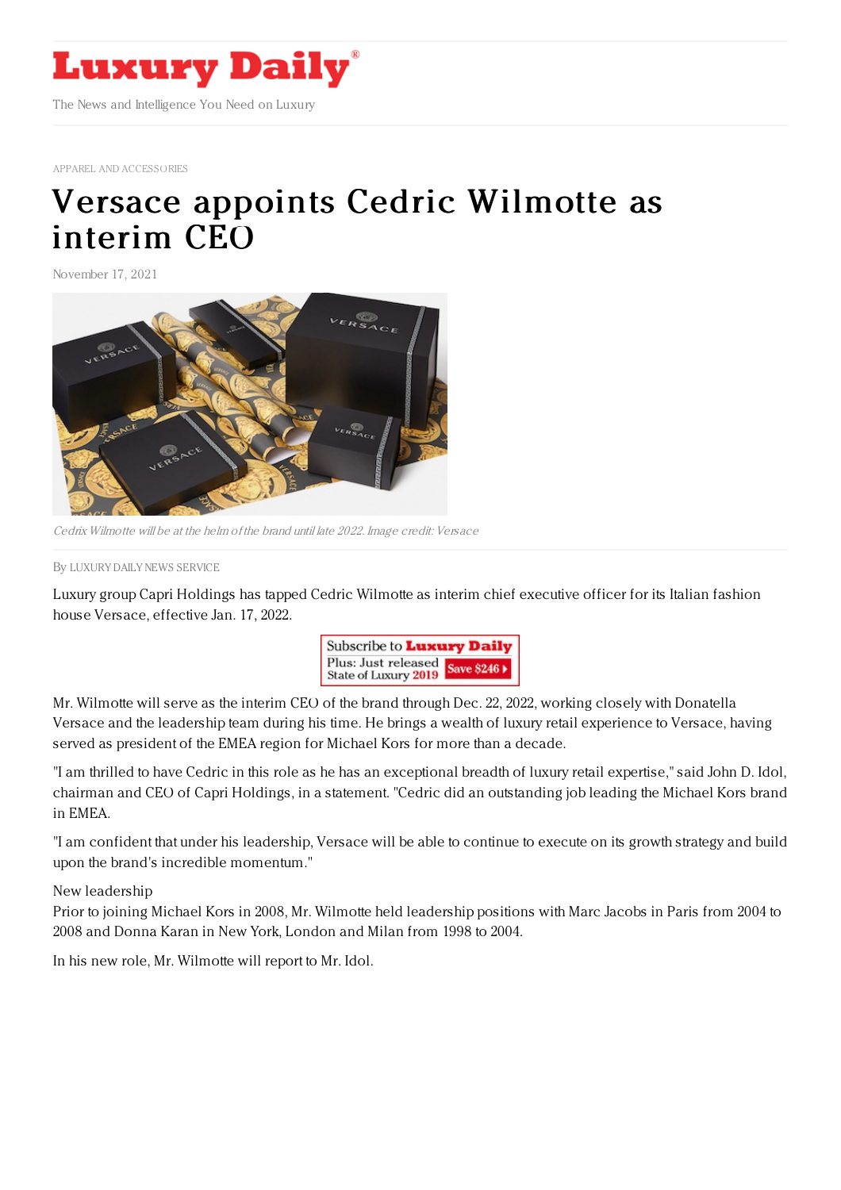# Luxury Daily

The News and Intelligence You Need on Luxury

APPAREL AND ACCESSORIES

# Versace appoints Cedric Wilmotte as interim CEO

November 17, 2021

*Cedrix Wilmotte will be at the helm of the brand until late 2022. Image credit: Versace*

By LUXURY DAILY NEWS SERVICE

Luxury group Capri Holdings has tapped Cedric Wilmotte as interim chief executive officer for its Italian fashion house Versace, effective Jan. 17, 2022.

Mr. Wilmotte will serve as the interim CEO of the brand through Dec. 22, 2022, working closely with Donatella Versace and the leadership team during his time. He brings a wealth of luxury retail experience to Versace, having served as president of the EMEA region for Michael Kors for more than a decade.

"I am thrilled to have Cedric in this role as he has an exceptional breadth of luxury retail expertise," said John D. Idol, chairman and CEO of Capri Holdings, in a statement. "Cedric did an outstanding job leading the Michael Kors brand in EMEA.

"I am confident that under his leadership, Versace will be able to continue to execute on its growth strategy and build upon the brand's incredible momentum."

New leadership

Prior to joining Michael Kors in 2008, Mr. Wilmotte held leadership positions with Marc Jacobs in Paris from 2004 to 2008 and Donna Karan in New York, London and Milan from 1998 to 2004.

In his new role, Mr. Wilmotte will report to Mr. Idol.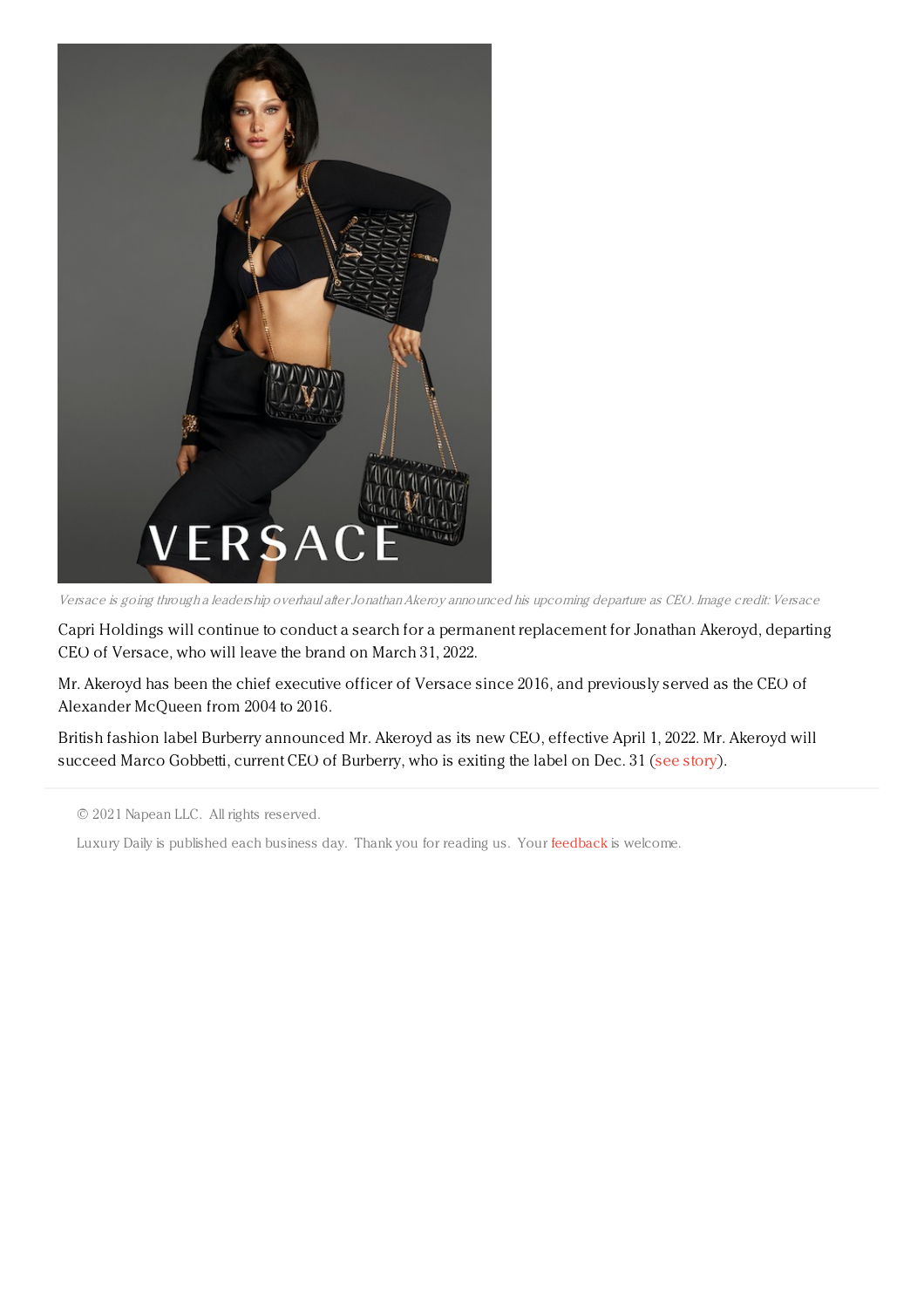*Versace is going through a leadership overhaul after Jonathan Akeroy announced his upcoming departure as CEO. Image credit: Versace*

Capri Holdings will continue to conduct a search for a permanent replacement for Jonathan Akeroyd, departing CEO of Versace, who will leave the brand on March 31, 2022.

Mr. Akeroyd has been the chief executive officer of Versace since 2016, and previously served as the CEO of Alexander McQueen from 2004 to 2016.

British fashion label Burberry announced Mr. Akeroyd as its new CEO, effective April 1, 2022. Mr. Akeroyd will succeed Marco Gobbetti, current CEO of Burberry, who is exiting the label on Dec. 31 (see story).

© 2021 Napean LLC. All rights reserved.

Luxury Daily is published each business day. Thank you for reading us. Your feedback is welcome.